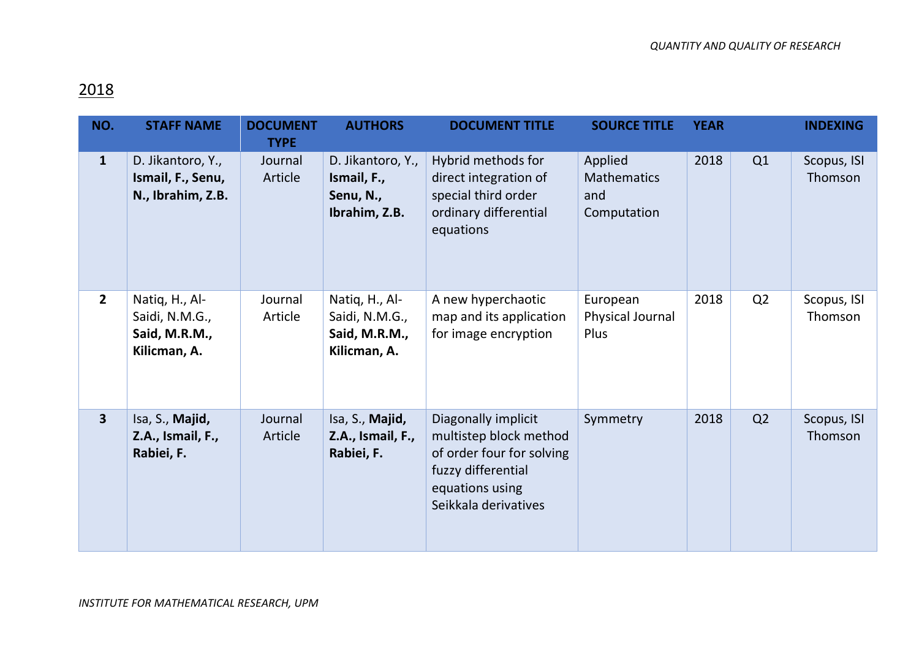## 2018

| NO. | STAFF NAME | DOCUMENT TYPE | AUTHORS | DOCUMENT TITLE | SOURCE TITLE | YEAR | | INDEXING |
|---|---|---|---|---|---|---|---|---|
| **1** | D. Jikantoro, Y., **Ismail, F., Senu, N., Ibrahim, Z.B.** | Journal Article | D. Jikantoro, Y., **Ismail, F., Senu, N., Ibrahim, Z.B.** | Hybrid methods for direct integration of special third order ordinary differential equations | Applied Mathematics and Computation | 2018 | Q1 | Scopus, ISI Thomson |
| **2** | Natiq, H., Al-Saidi, N.M.G., **Said, M.R.M., Kilicman, A.** | Journal Article | Natiq, H., Al-Saidi, N.M.G., **Said, M.R.M., Kilicman, A.** | A new hyperchaotic map and its application for image encryption | European Physical Journal Plus | 2018 | Q2 | Scopus, ISI Thomson |
| **3** | Isa, S., **Majid, Z.A., Ismail, F., Rabiei, F.** | Journal Article | Isa, S., **Majid, Z.A., Ismail, F., Rabiei, F.** | Diagonally implicit multistep block method of order four for solving fuzzy differential equations using Seikkala derivatives | Symmetry | 2018 | Q2 | Scopus, ISI Thomson |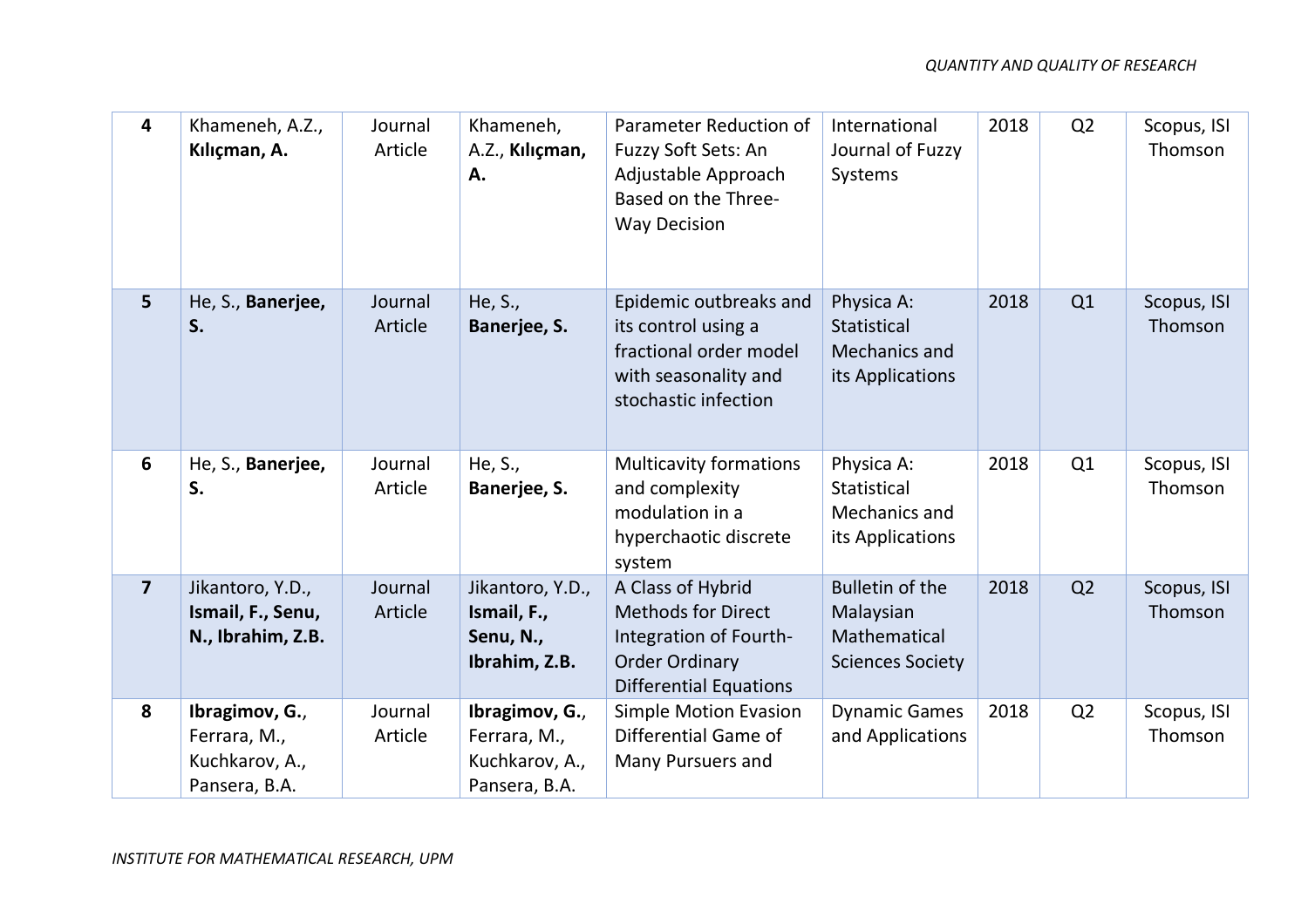| 4 | Khameneh, A.Z., **Kılıçman, A.** | Journal Article | Khameneh, A.Z., **Kılıçman, A.** | Parameter Reduction of Fuzzy Soft Sets: An Adjustable Approach Based on the Three-Way Decision | International Journal of Fuzzy Systems | 2018 | Q2 | Scopus, ISI Thomson |
|---|---|---|---|---|---|---|---|---|
| 5 | He, S., **Banerjee, S.** | Journal Article | He, S., **Banerjee, S.** | Epidemic outbreaks and its control using a fractional order model with seasonality and stochastic infection | Physica A: Statistical Mechanics and its Applications | 2018 | Q1 | Scopus, ISI Thomson |
| 6 | He, S., **Banerjee, S.** | Journal Article | He, S., **Banerjee, S.** | Multicavity formations and complexity modulation in a hyperchaotic discrete system | Physica A: Statistical Mechanics and its Applications | 2018 | Q1 | Scopus, ISI Thomson |
| 7 | Jikantoro, Y.D., **Ismail, F., Senu, N., Ibrahim, Z.B.** | Journal Article | Jikantoro, Y.D., **Ismail, F., Senu, N., Ibrahim, Z.B.** | A Class of Hybrid Methods for Direct Integration of Fourth-Order Ordinary Differential Equations | Bulletin of the Malaysian Mathematical Sciences Society | 2018 | Q2 | Scopus, ISI Thomson |
| 8 | **Ibragimov, G.**, Ferrara, M., Kuchkarov, A., Pansera, B.A. | Journal Article | **Ibragimov, G.**, Ferrara, M., Kuchkarov, A., Pansera, B.A. | Simple Motion Evasion Differential Game of Many Pursuers and | Dynamic Games and Applications | 2018 | Q2 | Scopus, ISI Thomson |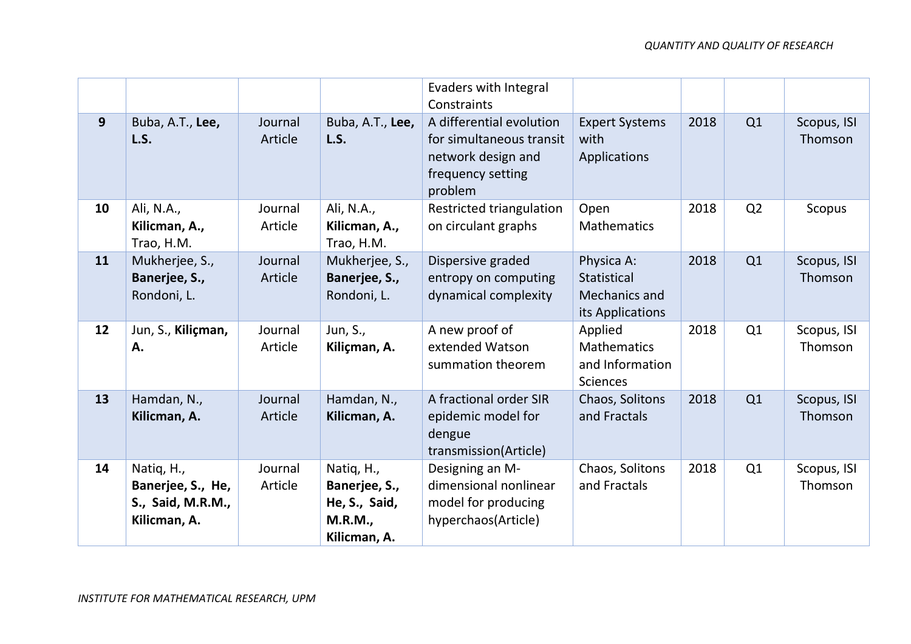| | | | | Evaders with Integral Constraints | | | | |
|---|---|---|---|---|---|---|---|---|
| **9** | Buba, A.T., **Lee, L.S.** | Journal Article | Buba, A.T., **Lee, L.S.** | A differential evolution for simultaneous transit network design and frequency setting problem | Expert Systems with Applications | 2018 | Q1 | Scopus, ISI Thomson |
| **10** | Ali, N.A., **Kilicman, A.,** Trao, H.M. | Journal Article | Ali, N.A., **Kilicman, A.,** Trao, H.M. | Restricted triangulation on circulant graphs | Open Mathematics | 2018 | Q2 | Scopus |
| **11** | Mukherjee, S., **Banerjee, S.,** Rondoni, L. | Journal Article | Mukherjee, S., **Banerjee, S.,** Rondoni, L. | Dispersive graded entropy on computing dynamical complexity | Physica A: Statistical Mechanics and its Applications | 2018 | Q1 | Scopus, ISI Thomson |
| **12** | Jun, S., **Kiliçman, A.** | Journal Article | Jun, S., **Kiliçman, A.** | A new proof of extended Watson summation theorem | Applied Mathematics and Information Sciences | 2018 | Q1 | Scopus, ISI Thomson |
| **13** | Hamdan, N., **Kilicman, A.** | Journal Article | Hamdan, N., **Kilicman, A.** | A fractional order SIR epidemic model for dengue transmission(Article) | Chaos, Solitons and Fractals | 2018 | Q1 | Scopus, ISI Thomson |
| **14** | Natiq, H., **Banerjee, S., He, S., Said, M.R.M., Kilicman, A.** | Journal Article | Natiq, H., **Banerjee, S., He, S., Said, M.R.M., Kilicman, A.** | Designing an M-dimensional nonlinear model for producing hyperchaos(Article) | Chaos, Solitons and Fractals | 2018 | Q1 | Scopus, ISI Thomson |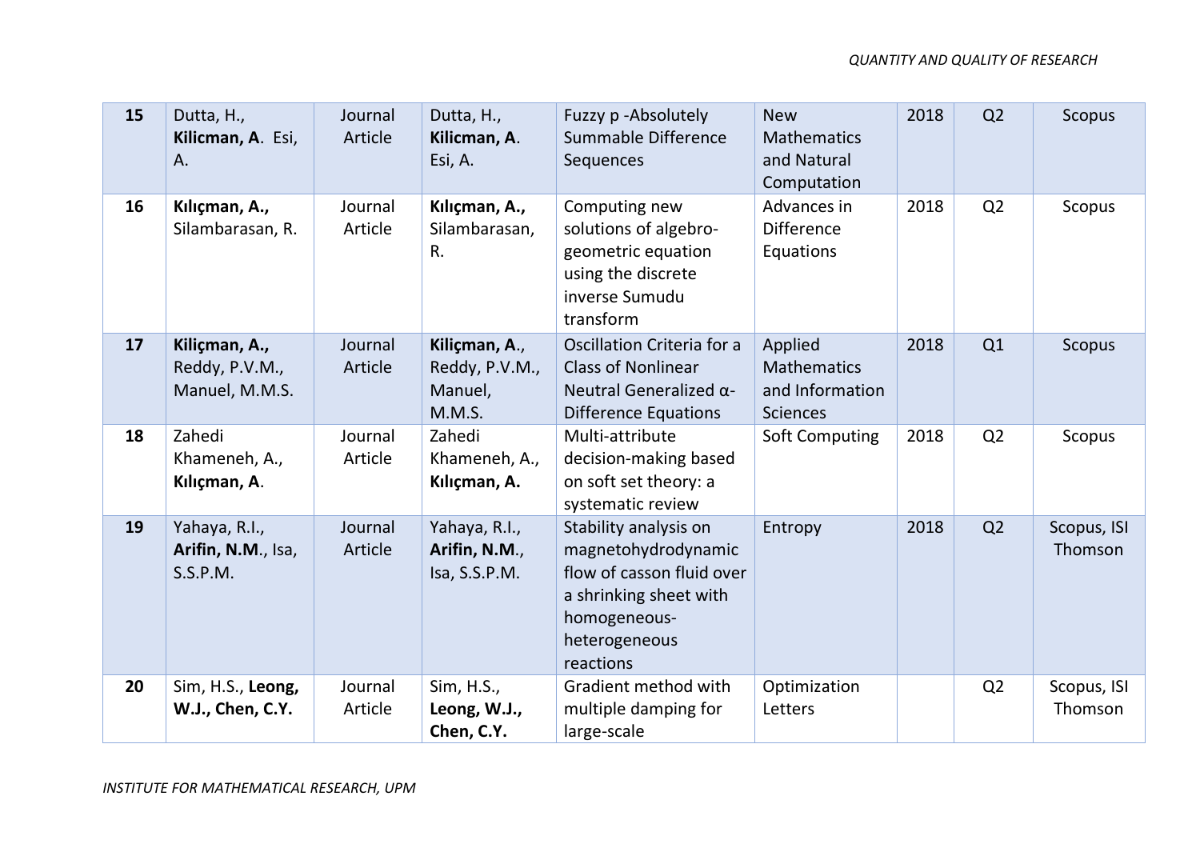| 15 | Dutta, H., **Kilicman, A**. Esi, A. | Journal Article | Dutta, H., **Kilicman, A**. Esi, A. | Fuzzy p -Absolutely Summable Difference Sequences | New Mathematics and Natural Computation | 2018 | Q2 | Scopus |
|---|---|---|---|---|---|---|---|---|
| 16 | **Kılıçman, A.,** Silambarasan, R. | Journal Article | **Kılıçman, A.,** Silambarasan, R. | Computing new solutions of algebro-geometric equation using the discrete inverse Sumudu transform | Advances in Difference Equations | 2018 | Q2 | Scopus |
| 17 | **Kiliçman, A.,** Reddy, P.V.M., Manuel, M.M.S. | Journal Article | **Kiliçman, A**., Reddy, P.V.M., Manuel, M.M.S. | Oscillation Criteria for a Class of Nonlinear Neutral Generalized α-Difference Equations | Applied Mathematics and Information Sciences | 2018 | Q1 | Scopus |
| 18 | Zahedi Khameneh, A., **Kılıçman, A**. | Journal Article | Zahedi Khameneh, A., **Kılıçman, A.** | Multi-attribute decision-making based on soft set theory: a systematic review | Soft Computing | 2018 | Q2 | Scopus |
| 19 | Yahaya, R.I., **Arifin, N.M**., Isa, S.S.P.M. | Journal Article | Yahaya, R.I., **Arifin, N.M**., Isa, S.S.P.M. | Stability analysis on magnetohydrodynamic flow of casson fluid over a shrinking sheet with homogeneous-heterogeneous reactions | Entropy | 2018 | Q2 | Scopus, ISI Thomson |
| 20 | Sim, H.S., **Leong, W.J., Chen, C.Y.** | Journal Article | Sim, H.S., **Leong, W.J., Chen, C.Y.** | Gradient method with multiple damping for large-scale | Optimization Letters | | Q2 | Scopus, ISI Thomson |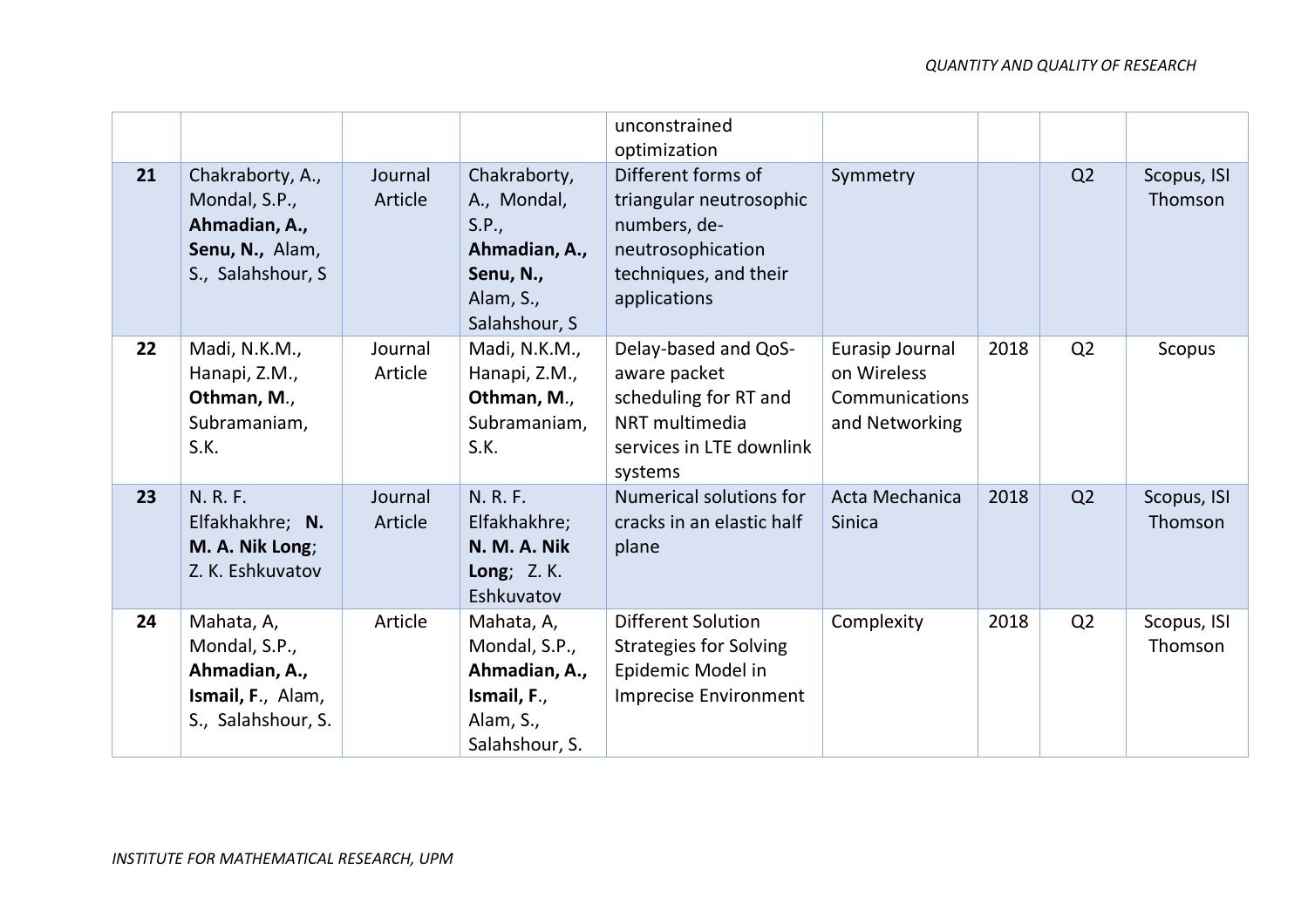| | | | | unconstrained optimization | | | | |
|---|---|---|---|---|---|---|---|---|
| **21** | Chakraborty, A., Mondal, S.P., **Ahmadian, A., Senu, N.,** Alam, S., Salahshour, S | Journal Article | Chakraborty, A., Mondal, S.P., **Ahmadian, A., Senu, N.,** Alam, S., Salahshour, S | Different forms of triangular neutrosophic numbers, de-neutrosophication techniques, and their applications | Symmetry | | Q2 | Scopus, ISI Thomson |
| **22** | Madi, N.K.M., Hanapi, Z.M., **Othman, M**., Subramaniam, S.K. | Journal Article | Madi, N.K.M., Hanapi, Z.M., **Othman, M**., Subramaniam, S.K. | Delay-based and QoS-aware packet scheduling for RT and NRT multimedia services in LTE downlink systems | Eurasip Journal on Wireless Communications and Networking | 2018 | Q2 | Scopus |
| **23** | N. R. F. Elfakhakhre; **N. M. A. Nik Long**; Z. K. Eshkuvatov | Journal Article | N. R. F. Elfakhakhre; **N. M. A. Nik Long**; Z. K. Eshkuvatov | Numerical solutions for cracks in an elastic half plane | Acta Mechanica Sinica | 2018 | Q2 | Scopus, ISI Thomson |
| **24** | Mahata, A, Mondal, S.P., **Ahmadian, A., Ismail, F**., Alam, S., Salahshour, S. | Article | Mahata, A, Mondal, S.P., **Ahmadian, A., Ismail, F**., Alam, S., Salahshour, S. | Different Solution Strategies for Solving Epidemic Model in Imprecise Environment | Complexity | 2018 | Q2 | Scopus, ISI Thomson |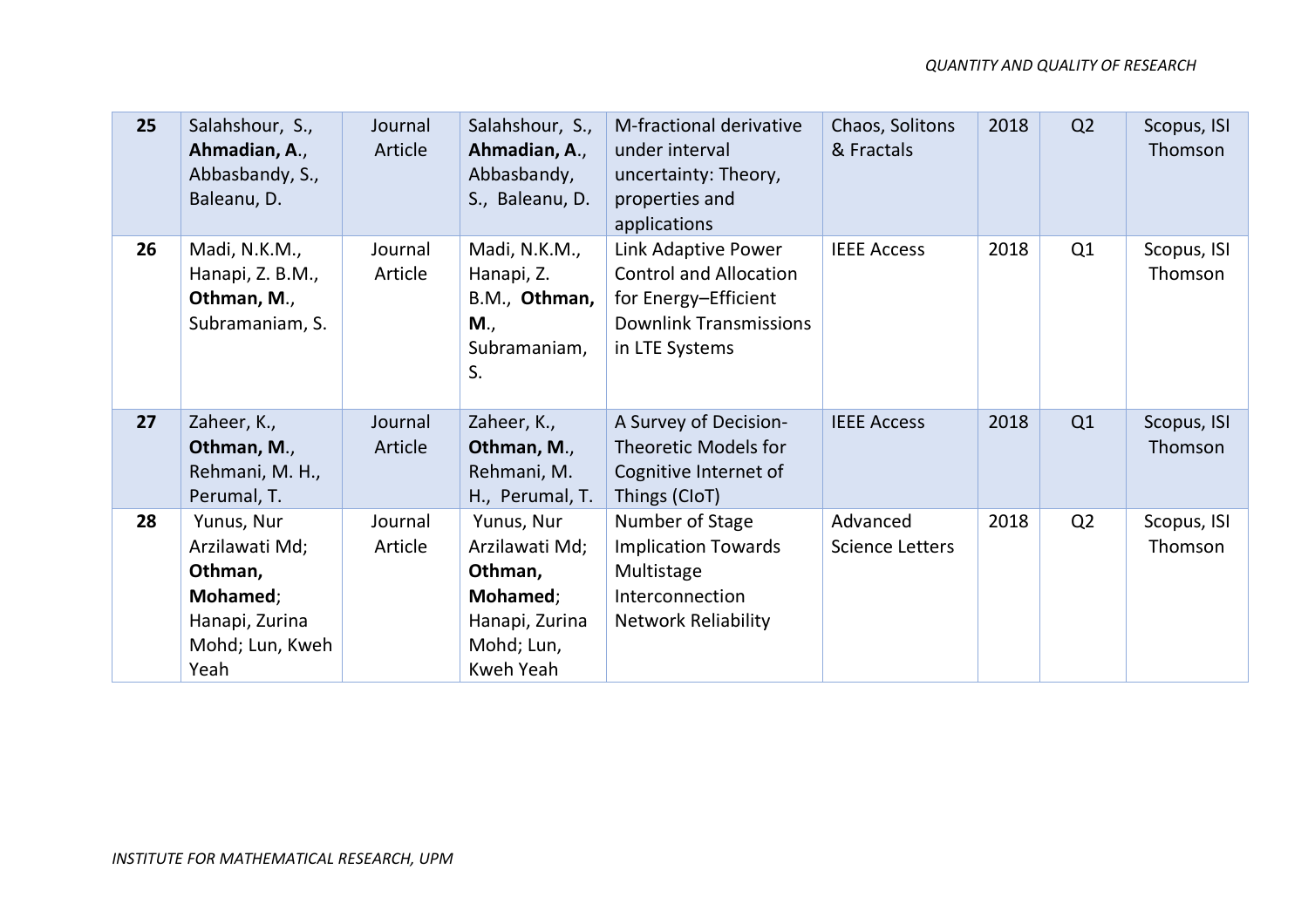| **25** | Salahshour, S., **Ahmadian, A.**, Abbasbandy, S., Baleanu, D. | Journal Article | Salahshour, S., **Ahmadian, A.**, Abbasbandy, S., Baleanu, D. | M-fractional derivative under interval uncertainty: Theory, properties and applications | Chaos, Solitons & Fractals | 2018 | Q2 | Scopus, ISI Thomson |
|---|---|---|---|---|---|---|---|---|
| **26** | Madi, N.K.M., Hanapi, Z. B.M., **Othman, M.**, Subramaniam, S. | Journal Article | Madi, N.K.M., Hanapi, Z. B.M., **Othman, M.**, Subramaniam, S. | Link Adaptive Power Control and Allocation for Energy–Efficient Downlink Transmissions in LTE Systems | IEEE Access | 2018 | Q1 | Scopus, ISI Thomson |
| **27** | Zaheer, K., **Othman, M.**, Rehmani, M. H., Perumal, T. | Journal Article | Zaheer, K., **Othman, M.**, Rehmani, M. H., Perumal, T. | A Survey of Decision-Theoretic Models for Cognitive Internet of Things (CIoT) | IEEE Access | 2018 | Q1 | Scopus, ISI Thomson |
| **28** | Yunus, Nur Arzilawati Md; **Othman, Mohamed**; Hanapi, Zurina Mohd; Lun, Kweh Yeah | Journal Article | Yunus, Nur Arzilawati Md; **Othman, Mohamed**; Hanapi, Zurina Mohd; Lun, Kweh Yeah | Number of Stage Implication Towards Multistage Interconnection Network Reliability | Advanced Science Letters | 2018 | Q2 | Scopus, ISI Thomson |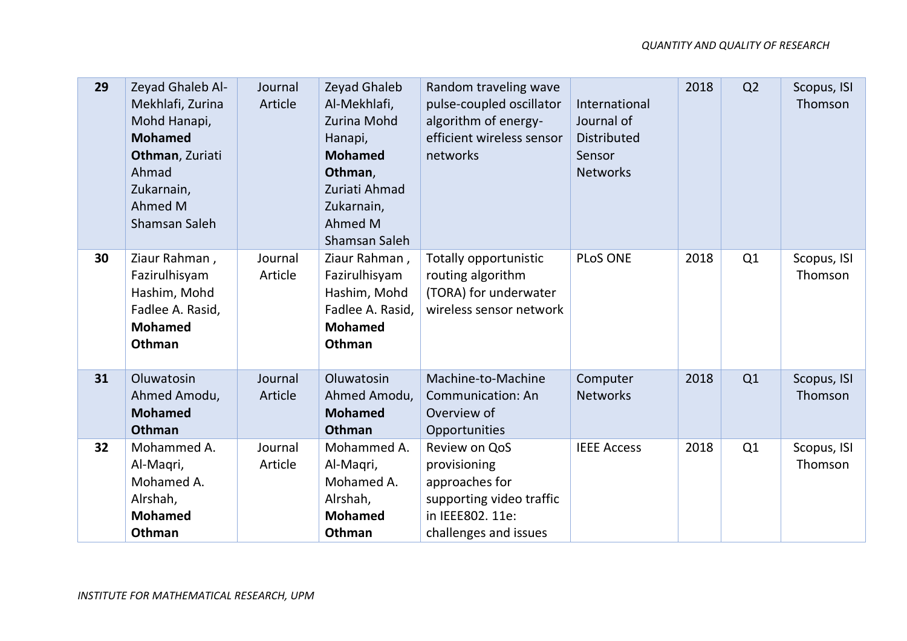| **29** | Zeyad Ghaleb Al-Mekhlafi, Zurina Mohd Hanapi, **Mohamed Othman**, Zuriati Ahmad Zukarnain, Ahmed M Shamsan Saleh | Journal Article | Zeyad Ghaleb Al-Mekhlafi, Zurina Mohd Hanapi, **Mohamed Othman**, Zuriati Ahmad Zukarnain, Ahmed M Shamsan Saleh | Random traveling wave pulse-coupled oscillator algorithm of energy-efficient wireless sensor networks | International Journal of Distributed Sensor Networks | 2018 | Q2 | Scopus, ISI Thomson |
|---|---|---|---|---|---|---|---|---|
| **30** | Ziaur Rahman , Fazirulhisyam Hashim, Mohd Fadlee A. Rasid, **Mohamed Othman** | Journal Article | Ziaur Rahman , Fazirulhisyam Hashim, Mohd Fadlee A. Rasid, **Mohamed Othman** | Totally opportunistic routing algorithm (TORA) for underwater wireless sensor network | PLoS ONE | 2018 | Q1 | Scopus, ISI Thomson |
| **31** | Oluwatosin Ahmed Amodu, **Mohamed Othman** | Journal Article | Oluwatosin Ahmed Amodu, **Mohamed Othman** | Machine-to-Machine Communication: An Overview of Opportunities | Computer Networks | 2018 | Q1 | Scopus, ISI Thomson |
| **32** | Mohammed A. Al-Maqri, Mohamed A. Alrshah, **Mohamed Othman** | Journal Article | Mohammed A. Al-Maqri, Mohamed A. Alrshah, **Mohamed Othman** | Review on QoS provisioning approaches for supporting video traffic in IEEE802. 11e: challenges and issues | IEEE Access | 2018 | Q1 | Scopus, ISI Thomson |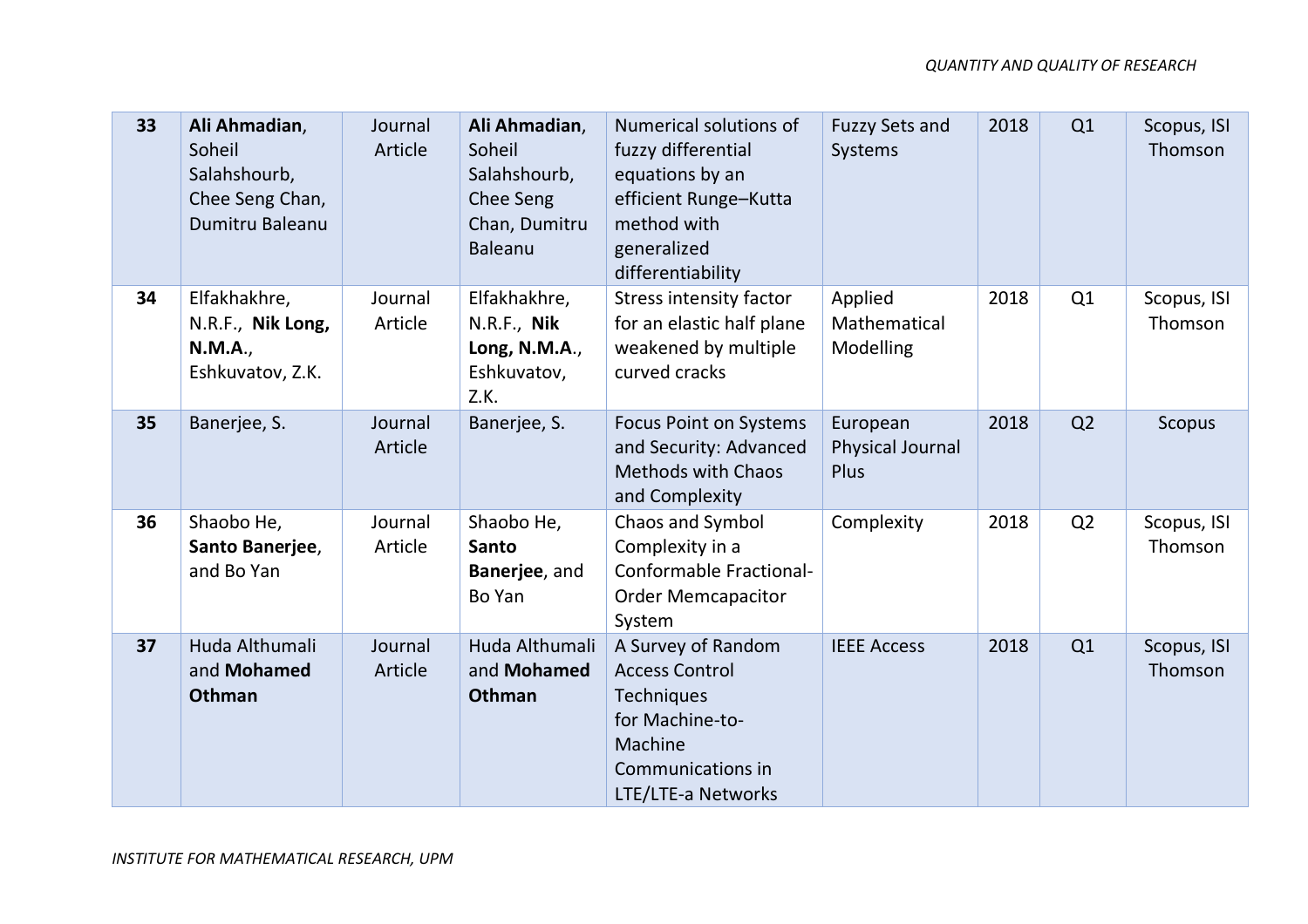| **33** | **Ali Ahmadian**, Soheil Salahshourb, Chee Seng Chan, Dumitru Baleanu | Journal Article | **Ali Ahmadian**, Soheil Salahshourb, Chee Seng Chan, Dumitru Baleanu | Numerical solutions of fuzzy differential equations by an efficient Runge–Kutta method with generalized differentiability | Fuzzy Sets and Systems | 2018 | Q1 | Scopus, ISI Thomson |
|---|---|---|---|---|---|---|---|---|
| **34** | Elfakhakhre, N.R.F., **Nik Long, N.M.A.**, Eshkuvatov, Z.K. | Journal Article | Elfakhakhre, N.R.F., **Nik Long, N.M.A.**, Eshkuvatov, Z.K. | Stress intensity factor for an elastic half plane weakened by multiple curved cracks | Applied Mathematical Modelling | 2018 | Q1 | Scopus, ISI Thomson |
| **35** | Banerjee, S. | Journal Article | Banerjee, S. | Focus Point on Systems and Security: Advanced Methods with Chaos and Complexity | European Physical Journal Plus | 2018 | Q2 | Scopus |
| **36** | Shaobo He, **Santo Banerjee**, and Bo Yan | Journal Article | Shaobo He, **Santo Banerjee**, and Bo Yan | Chaos and Symbol Complexity in a Conformable Fractional-Order Memcapacitor System | Complexity | 2018 | Q2 | Scopus, ISI Thomson |
| **37** | Huda Althumali and **Mohamed Othman** | Journal Article | Huda Althumali and **Mohamed Othman** | A Survey of Random Access Control Techniques for Machine-to-Machine Communications in LTE/LTE-a Networks | IEEE Access | 2018 | Q1 | Scopus, ISI Thomson |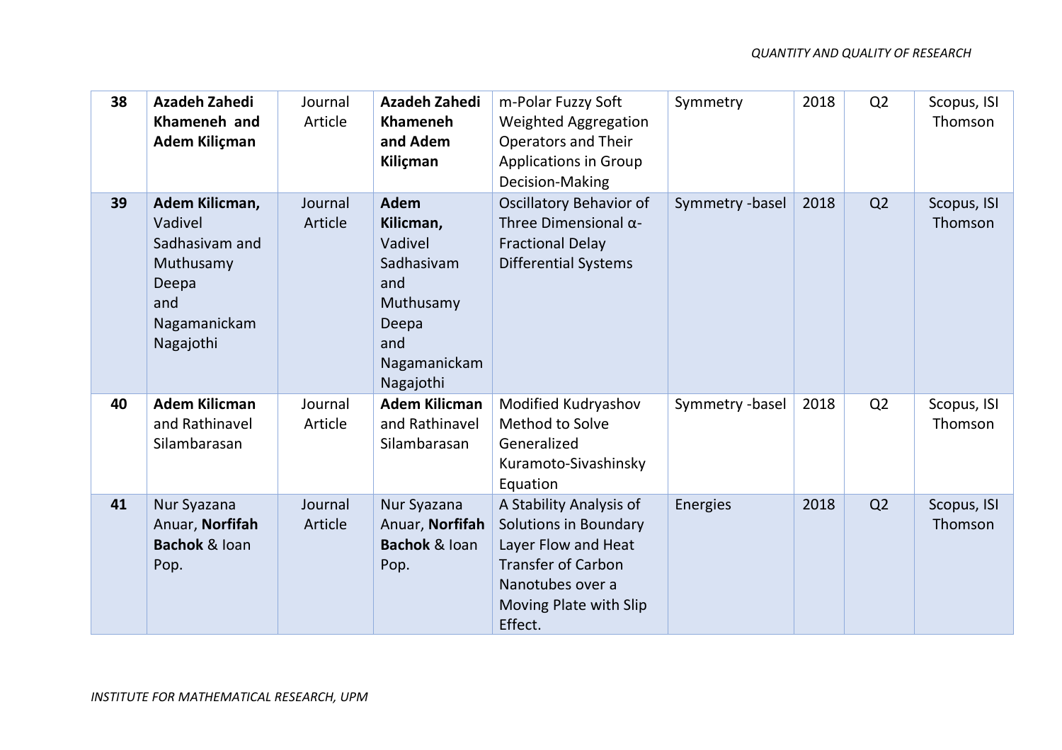| **38** | **Azadeh Zahedi Khameneh and Adem Kiliçman** | Journal Article | **Azadeh Zahedi Khameneh and Adem Kiliçman** | m-Polar Fuzzy Soft Weighted Aggregation Operators and Their Applications in Group Decision-Making | Symmetry | 2018 | Q2 | Scopus, ISI Thomson |
|---|---|---|---|---|---|---|---|---|
| **39** | **Adem Kilicman,** Vadivel Sadhasivam and Muthusamy Deepa and Nagamanickam Nagajothi | Journal Article | **Adem Kilicman,** Vadivel Sadhasivam and Muthusamy Deepa and Nagamanickam Nagajothi | Oscillatory Behavior of Three Dimensional α-Fractional Delay Differential Systems | Symmetry -basel | 2018 | Q2 | Scopus, ISI Thomson |
| **40** | **Adem Kilicman** and Rathinavel Silambarasan | Journal Article | **Adem Kilicman** and Rathinavel Silambarasan | Modified Kudryashov Method to Solve Generalized Kuramoto-Sivashinsky Equation | Symmetry -basel | 2018 | Q2 | Scopus, ISI Thomson |
| **41** | Nur Syazana Anuar, **Norfifah Bachok** & Ioan Pop. | Journal Article | Nur Syazana Anuar, **Norfifah Bachok** & Ioan Pop. | A Stability Analysis of Solutions in Boundary Layer Flow and Heat Transfer of Carbon Nanotubes over a Moving Plate with Slip Effect. | Energies | 2018 | Q2 | Scopus, ISI Thomson |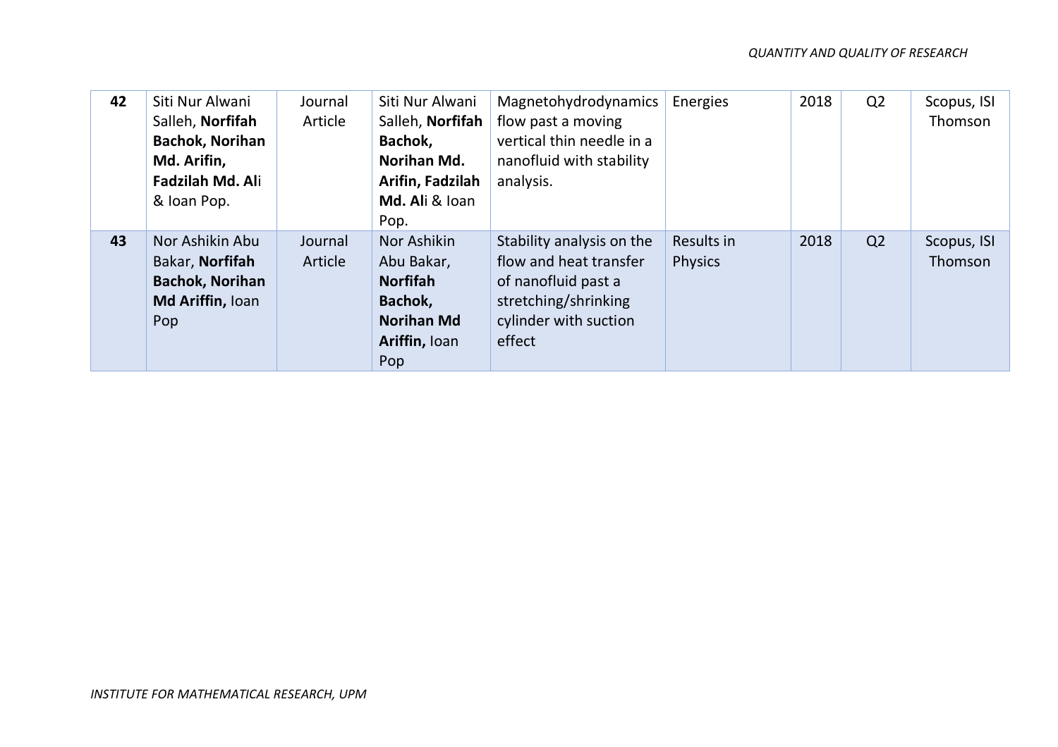| | | | | | | | | |
|---|---|---|---|---|---|---|---|---|
| **42** | Siti Nur Alwani Salleh, **Norfifah Bachok, Norihan Md. Arifin, Fadzilah Md. Al**i & Ioan Pop. | Journal Article | Siti Nur Alwani Salleh, **Norfifah Bachok, Norihan Md. Arifin, Fadzilah Md. Al**i & Ioan Pop. | Magnetohydrodynamics flow past a moving vertical thin needle in a nanofluid with stability analysis. | Energies | 2018 | Q2 | Scopus, ISI Thomson |
| **43** | Nor Ashikin Abu Bakar, **Norfifah Bachok, Norihan Md Ariffin,** Ioan Pop | Journal Article | Nor Ashikin Abu Bakar, **Norfifah Bachok, Norihan Md Ariffin,** Ioan Pop | Stability analysis on the flow and heat transfer of nanofluid past a stretching/shrinking cylinder with suction effect | Results in Physics | 2018 | Q2 | Scopus, ISI Thomson |